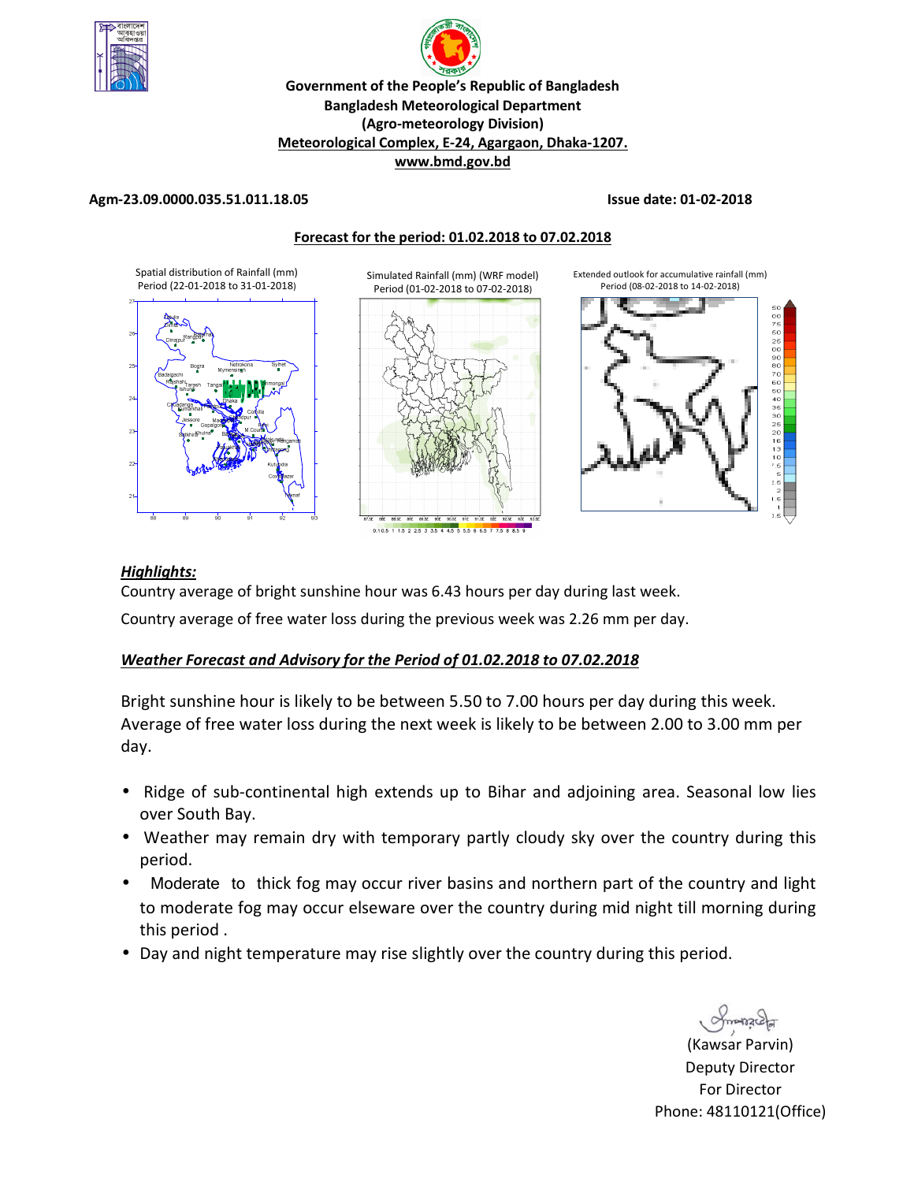**Government of the People's Republic of Bangladesh**
**Bangladesh Meteorological Department**
**(Agro-meteorology Division)**
**Meteorological Complex, E-24, Agargaon, Dhaka-1207.**
**www.bmd.gov.bd**

**Agm-23.09.0000.035.51.011.18.05** **Issue date: 01-02-2018**

**Forecast for the period: 01.02.2018 to 07.02.2018**

Spatial distribution of Rainfall (mm) Period (22-01-2018 to 31-01-2018)

Simulated Rainfall (mm) (WRF model) Period (01-02-2018 to 07-02-2018)

Extended outlook for accumulative rainfall (mm) Period (08-02-2018 to 14-02-2018)

***Highlights:***

Country average of bright sunshine hour was 6.43 hours per day during last week.

Country average of free water loss during the previous week was 2.26 mm per day.

***Weather Forecast and Advisory for the Period of 01.02.2018 to 07.02.2018***

Bright sunshine hour is likely to be between 5.50 to 7.00 hours per day during this week. Average of free water loss during the next week is likely to be between 2.00 to 3.00 mm per day.

- Ridge of sub-continental high extends up to Bihar and adjoining area. Seasonal low lies over South Bay.
- Weather may remain dry with temporary partly cloudy sky over the country during this period.
- Moderate to thick fog may occur river basins and northern part of the country and light to moderate fog may occur elseware over the country during mid night till morning during this period .
- Day and night temperature may rise slightly over the country during this period.

(Kawsar Parvin)
Deputy Director
For Director
Phone: 48110121(Office)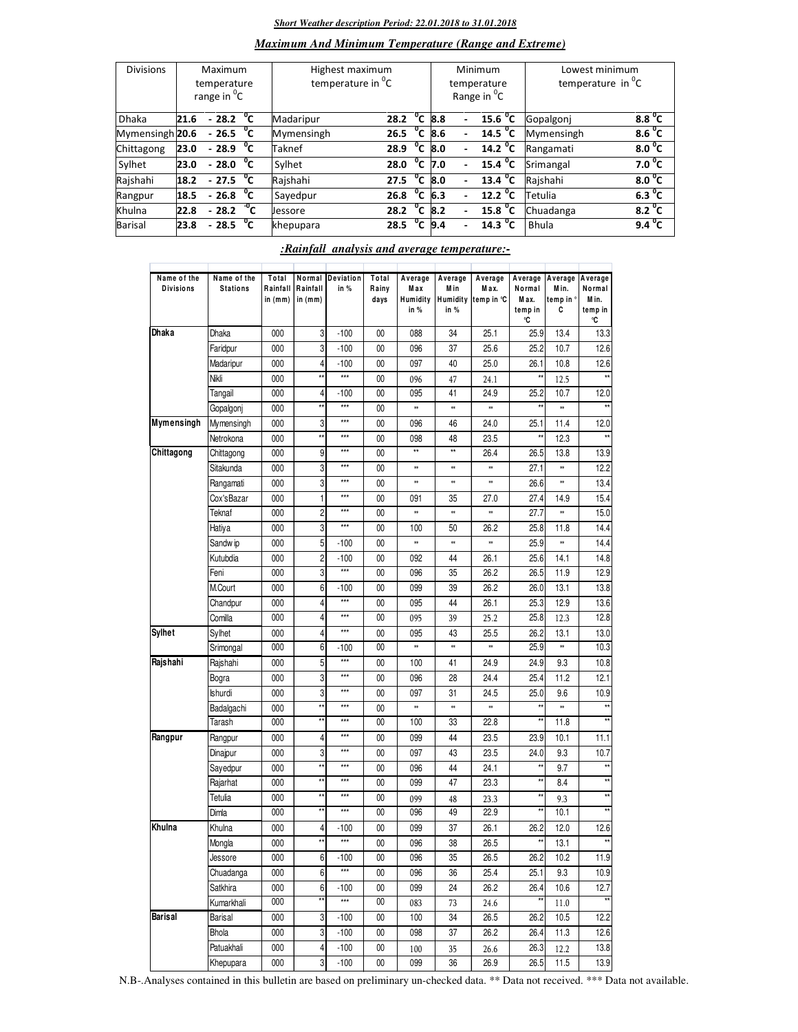***Short Weather description Period: 22.01.2018 to 31.01.2018***

## *Maximum And Minimum Temperature (Range and Extreme)*

| Divisions | Maximum temperature range in ⁰C | Highest maximum temperature in ⁰C | | Minimum temperature Range in ⁰C | Lowest minimum temperature in ⁰C | |
|---|---|---|---|---|---|---|
| Dhaka | 21.6 - 28.2 ⁰C | Madaripur | 28.2 ⁰C | 8.8 - 15.6 ⁰C | Gopalgonj | 8.8 ⁰C |
| Mymensingh | 20.6 - 26.5 ⁰C | Mymensingh | 26.5 ⁰C | 8.6 - 14.5 ⁰C | Mymensingh | 8.6 ⁰C |
| Chittagong | 23.0 - 28.9 ⁰C | Taknef | 28.9 ⁰C | 8.0 - 14.2 ⁰C | Rangamati | 8.0 ⁰C |
| Sylhet | 23.0 - 28.0 ⁰C | Sylhet | 28.0 ⁰C | 7.0 - 15.4 ⁰C | Srimangal | 7.0 ⁰C |
| Rajshahi | 18.2 - 27.5 ⁰C | Rajshahi | 27.5 ⁰C | 8.0 - 13.4 ⁰C | Rajshahi | 8.0 ⁰C |
| Rangpur | 18.5 - 26.8 ⁰C | Sayedpur | 26.8 ⁰C | 6.3 - 12.2 ⁰C | Tetulia | 6.3 ⁰C |
| Khulna | 22.8 - 28.2 ⁰C | Jessore | 28.2 ⁰C | 8.2 - 15.8 ⁰C | Chuadanga | 8.2 ⁰C |
| Barisal | 23.8 - 28.5 ⁰C | khepupara | 28.5 ⁰C | 9.4 - 14.3 ⁰C | Bhula | 9.4 ⁰C |

## *:Rainfall analysis and average temperature:-*

| Name of the Divisions | Name of the Stations | Total Rainfall in (mm) | Normal Rainfall in (mm) | Deviation in % | Total Rainy days | Average Max Humidity in % | Average Min Humidity in % | Average Max. temp in ℃ | Average Normal Max. temp in ℃ | Average Min. temp in ℃ | Average Normal Min. temp in ℃ |
|---|---|---|---|---|---|---|---|---|---|---|---|
| **Dhaka** | Dhaka | 000 | 3 | -100 | 00 | 088 | 34 | 25.1 | 25.9 | 13.4 | 13.3 |
| | Faridpur | 000 | 3 | -100 | 00 | 096 | 37 | 25.6 | 25.2 | 10.7 | 12.6 |
| | Madaripur | 000 | 4 | -100 | 00 | 097 | 40 | 25.0 | 26.1 | 10.8 | 12.6 |
| | Nikli | 000 | ** | *** | 00 | 096 | 47 | 24.1 | ** | 12.5 | ** |
| | Tangail | 000 | 4 | -100 | 00 | 095 | 41 | 24.9 | 25.2 | 10.7 | 12.0 |
| | Gopalgonj | 000 | ** | *** | 00 | ** | ** | ** | ** | ** | ** |
| **Mymensingh** | Mymensingh | 000 | 3 | *** | 00 | 096 | 46 | 24.0 | 25.1 | 11.4 | 12.0 |
| | Netrokona | 000 | ** | *** | 00 | 098 | 48 | 23.5 | ** | 12.3 | ** |
| **Chittagong** | Chittagong | 000 | 9 | *** | 00 | ** | ** | 26.4 | 26.5 | 13.8 | 13.9 |
| | Sitakunda | 000 | 3 | *** | 00 | ** | ** | ** | 27.1 | ** | 12.2 |
| | Rangamati | 000 | 3 | *** | 00 | ** | ** | ** | 26.6 | ** | 13.4 |
| | Cox'sBazar | 000 | 1 | *** | 00 | 091 | 35 | 27.0 | 27.4 | 14.9 | 15.4 |
| | Teknaf | 000 | 2 | *** | 00 | ** | ** | ** | 27.7 | ** | 15.0 |
| | Hatiya | 000 | 3 | *** | 00 | 100 | 50 | 26.2 | 25.8 | 11.8 | 14.4 |
| | Sandwip | 000 | 5 | -100 | 00 | ** | ** | ** | 25.9 | ** | 14.4 |
| | Kutubdia | 000 | 2 | -100 | 00 | 092 | 44 | 26.1 | 25.6 | 14.1 | 14.8 |
| | Feni | 000 | 3 | *** | 00 | 096 | 35 | 26.2 | 26.5 | 11.9 | 12.9 |
| | M.Court | 000 | 6 | -100 | 00 | 099 | 39 | 26.2 | 26.0 | 13.1 | 13.8 |
| | Chandpur | 000 | 4 | *** | 00 | 095 | 44 | 26.1 | 25.3 | 12.9 | 13.6 |
| | Comilla | 000 | 4 | *** | 00 | 095 | 39 | 25.2 | 25.8 | 12.3 | 12.8 |
| **Sylhet** | Sylhet | 000 | 4 | *** | 00 | 095 | 43 | 25.5 | 26.2 | 13.1 | 13.0 |
| | Srimongal | 000 | 6 | -100 | 00 | ** | ** | ** | 25.9 | ** | 10.3 |
| **Rajshahi** | Rajshahi | 000 | 5 | *** | 00 | 100 | 41 | 24.9 | 24.9 | 9.3 | 10.8 |
| | Bogra | 000 | 3 | *** | 00 | 096 | 28 | 24.4 | 25.4 | 11.2 | 12.1 |
| | Ishurdi | 000 | 3 | *** | 00 | 097 | 31 | 24.5 | 25.0 | 9.6 | 10.9 |
| | Badalgachi | 000 | ** | *** | 00 | ** | ** | ** | ** | ** | ** |
| | Tarash | 000 | ** | *** | 00 | 100 | 33 | 22.8 | ** | 11.8 | ** |
| **Rangpur** | Rangpur | 000 | 4 | *** | 00 | 099 | 44 | 23.5 | 23.9 | 10.1 | 11.1 |
| | Dinajpur | 000 | 3 | *** | 00 | 097 | 43 | 23.5 | 24.0 | 9.3 | 10.7 |
| | Sayedpur | 000 | ** | *** | 00 | 096 | 44 | 24.1 | ** | 9.7 | ** |
| | Rajarhat | 000 | ** | *** | 00 | 099 | 47 | 23.3 | ** | 8.4 | ** |
| | Tetulia | 000 | ** | *** | 00 | 099 | 48 | 23.3 | ** | 9.3 | ** |
| | Dimla | 000 | ** | *** | 00 | 096 | 49 | 22.9 | ** | 10.1 | ** |
| **Khulna** | Khulna | 000 | 4 | -100 | 00 | 099 | 37 | 26.1 | 26.2 | 12.0 | 12.6 |
| | Mongla | 000 | ** | *** | 00 | 096 | 38 | 26.5 | ** | 13.1 | ** |
| | Jessore | 000 | 6 | -100 | 00 | 096 | 35 | 26.5 | 26.2 | 10.2 | 11.9 |
| | Chuadanga | 000 | 6 | *** | 00 | 096 | 36 | 25.4 | 25.1 | 9.3 | 10.9 |
| | Satkhira | 000 | 6 | -100 | 00 | 099 | 24 | 26.2 | 26.4 | 10.6 | 12.7 |
| | Kumarkhali | 000 | ** | *** | 00 | 083 | 73 | 24.6 | ** | 11.0 | ** |
| **Barisal** | Barisal | 000 | 3 | -100 | 00 | 100 | 34 | 26.5 | 26.2 | 10.5 | 12.2 |
| | Bhola | 000 | 3 | -100 | 00 | 098 | 37 | 26.2 | 26.4 | 11.3 | 12.6 |
| | Patuakhali | 000 | 4 | -100 | 00 | 100 | 35 | 26.6 | 26.3 | 12.2 | 13.8 |
| | Khepupara | 000 | 3 | -100 | 00 | 099 | 36 | 26.9 | 26.5 | 11.5 | 13.9 |

N.B-.Analyses contained in this bulletin are based on preliminary un-checked data. ** Data not received. *** Data not available.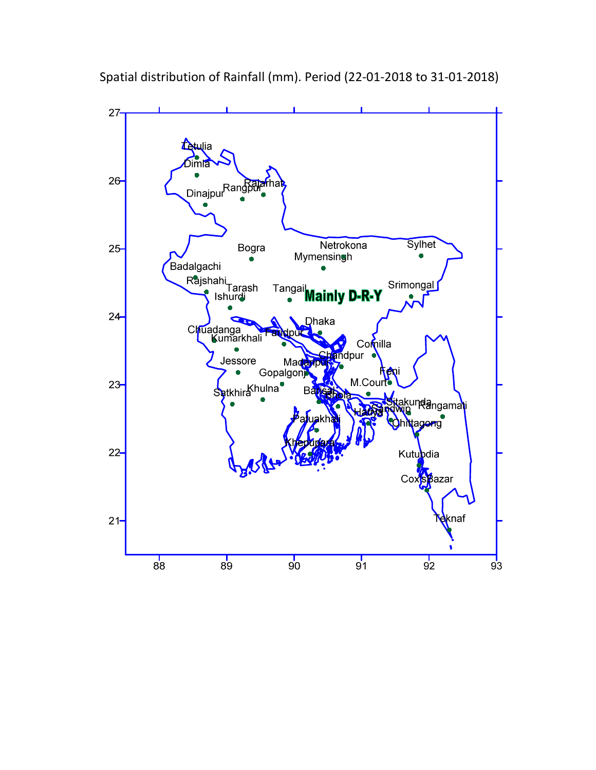Spatial distribution of Rainfall (mm). Period (22-01-2018 to 31-01-2018)

Mainly D-R-Y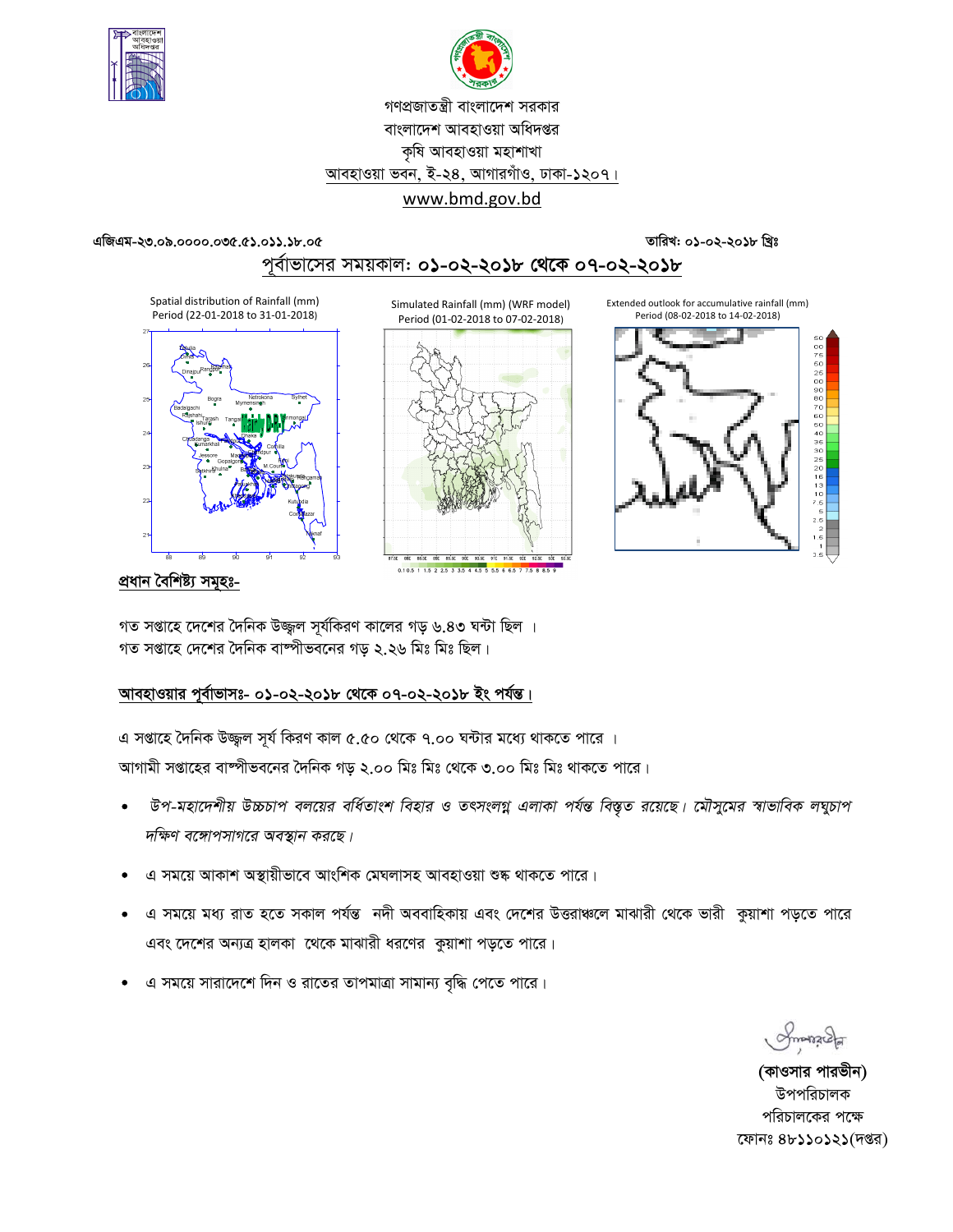গণপ্রজাতন্ত্রী বাংলাদেশ সরকার
বাংলাদেশ আবহাওয়া অধিদপ্তর
কৃষি আবহাওয়া মহাশাখা
আবহাওয়া ভবন, ই-২৪, আগারগাঁও, ঢাকা-১২০৭।
www.bmd.gov.bd

এজিএম-২৩.০৯.০০০০.০৩৫.৫১.০১১.১৮.০৫ তারিখ: ০১-০২-২০১৮ খ্রিঃ

**পূর্বাভাসের সময়কাল: ০১-০২-২০১৮ থেকে ০৭-০২-২০১৮**

Spatial distribution of Rainfall (mm)
Period (22-01-2018 to 31-01-2018)

Simulated Rainfall (mm) (WRF model)
Period (01-02-2018 to 07-02-2018)

Extended outlook for accumulative rainfall (mm)
Period (08-02-2018 to 14-02-2018)

## প্রধান বৈশিষ্ট্য সমূহঃ-

গত সপ্তাহে দেশের দৈনিক উজ্জ্বল সূর্যকিরণ কালের গড় ৬.৪৩ ঘন্টা ছিল ।
গত সপ্তাহে দেশের দৈনিক বাষ্পীভবনের গড় ২.২৬ মিঃ মিঃ ছিল।

## আবহাওয়ার পূর্বাভাসঃ- ০১-০২-২০১৮ থেকে ০৭-০২-২০১৮ ইং পর্যন্ত।

এ সপ্তাহে দৈনিক উজ্জ্বল সূর্য কিরণ কাল ৫.৫০ থেকে ৭.০০ ঘন্টার মধ্যে থাকতে পারে ।
আগামী সপ্তাহের বাষ্পীভবনের দৈনিক গড় ২.০০ মিঃ মিঃ থেকে ৩.০০ মিঃ মিঃ থাকতে পারে।

- *উপ-মহাদেশীয় উচ্চচাপ বলয়ের বর্ধিতাংশ বিহার ও তৎসংলগ্ন এলাকা পর্যন্ত বিস্তৃত রয়েছে। মৌসুমের স্বাভাবিক লঘুচাপ দক্ষিণ বঙ্গোপসাগরে অবস্থান করছে।*
- এ সময়ে আকাশ অস্থায়ীভাবে আংশিক মেঘলাসহ আবহাওয়া শুষ্ক থাকতে পারে।
- এ সময়ে মধ্য রাত হতে সকাল পর্যন্ত নদী অববাহিকায় এবং দেশের উত্তরাঞ্চলে মাঝারী থেকে ভারী কুয়াশা পড়তে পারে এবং দেশের অন্যত্র হালকা থেকে মাঝারী ধরণের কুয়াশা পড়তে পারে।
- এ সময়ে সারাদেশে দিন ও রাতের তাপমাত্রা সামান্য বৃদ্ধি পেতে পারে।

**(কাওসার পারভীন)**
উপপরিচালক
পরিচালকের পক্ষে
ফোনঃ ৪৮১১০১২১(দপ্তর)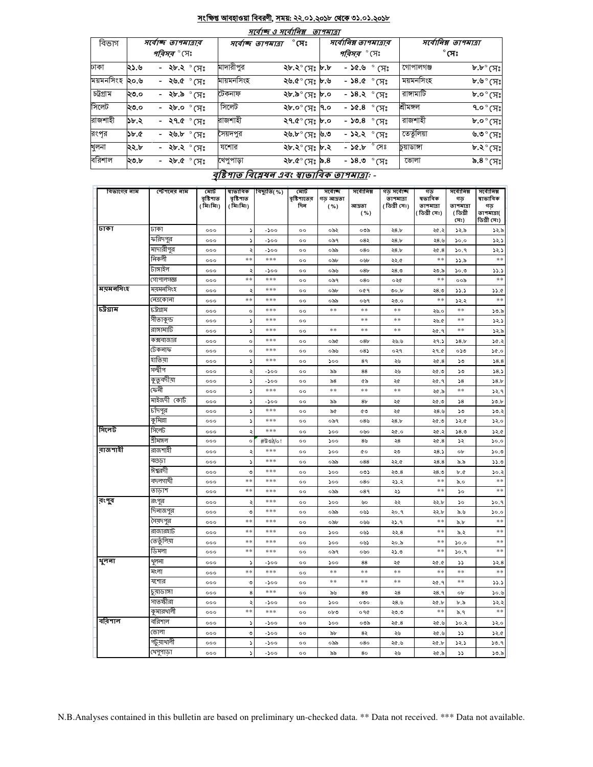## সংক্ষিপ্ত আবহাওয়া বিবরণী, সময়: ২২.০১.২০১৮ থেকে ৩১.০১.২০১৮

### সর্বোচ্চ ও সর্বোনিম্ন তাপমাত্রা

| বিভাগ | সর্বোচ্চ তাপমাত্রার পরিসর °সেঃ | সর্বোচ্চ তাপমাত্রা °সেঃ | | সর্বোনিম্ন তাপমাত্রার পরিসর °সেঃ | সর্বোনিম্ন তাপমাত্রা °সেঃ | |
|---|---|---|---|---|---|---|
| ঢাকা | ২১.৬ - ২৮.২ °সেঃ | মাদারীপুর | ২৮.২° সেঃ | ৮.৮ - ১৫.৬ °সেঃ | গোপালগঞ্জ | ৮.৮° সেঃ |
| ময়মনসিংহ | ২০.৬ - ২৬.৫ °সেঃ | ময়মনসিংহ | ২৬.৫° সেঃ | ৮.৬ - ১৪.৫ °সেঃ | ময়মনসিংহ | ৮.৬° সেঃ |
| চট্টগ্রাম | ২৩.০ - ২৮.৯ °সেঃ | টেকনাফ | ২৮.৯° সেঃ | ৮.০ - ১৪.২ °সেঃ | রাঙ্গামাটি | ৮.০° সেঃ |
| সিলেট | ২৩.০ - ২৮.০ °সেঃ | সিলেট | ২৮.০° সেঃ | ৭.০ - ১৫.৪ °সেঃ | শ্রীমঙ্গল | ৭.০° সেঃ |
| রাজশাহী | ১৮.২ - ২৭.৫ °সেঃ | রাজশাহী | ২৭.৫° সেঃ | ৮.০ - ১৩.৪ °সেঃ | রাজশাহী | ৮.০° সেঃ |
| রংপুর | ১৮.৫ - ২৬.৮ °সেঃ | সৈয়দপুর | ২৬.৮° সেঃ | ৬.৩ - ১২.২ °সেঃ | তেতুঁলিয়া | ৬.৩° সেঃ |
| খুলনা | ২২.৮ - ২৮.২ °সেঃ | যশোর | ২৮.২° সেঃ | ৮.২ - ১৫.৮ °সেঃ | চুয়াডাঙ্গা | ৮.২° সেঃ |
| বরিশাল | ২৩.৮ - ২৮.৫ °সেঃ | খেপুপাড়া | ২৮.৫° সেঃ | ৯.৪ - ১৪.৩ °সেঃ | ভোলা | ৯.৪° সেঃ |

### বৃষ্টিপাত বিশ্লেষন এবং স্বাভাবিক তাপমাত্রা: -

| বিভাগের নাম | স্টেশনের নাম | মোট বৃষ্টিপাত (মিঃমিঃ) | স্বাভাবিক বৃষ্টিপাত (মিঃমিঃ) | বিচ্যুতি(%) | মোট বৃষ্টিপাতের দিন | সর্বোচ্চ গড় আর্দ্রতা (%) | সর্বোনিম্ন আদ্রতা (%) | গড় সর্বোচ্চ তাপমাত্রা (ডিগ্রী সেঃ) | গড় স্বাভাবিক তাপমাত্রা (ডিগ্রী সেঃ) | সর্বোনিম্ন গড় তাপমাত্রা (ডিগ্রী সেঃ) | সর্বোনিম্ন স্বাভাবিক গড় তাপমাত্রা( ডিগ্রী সেঃ) |
|---|---|---|---|---|---|---|---|---|---|---|---|
| ঢাকা | ঢাকা | ০০০ | ১ | -১০০ | ০০ | ০৯২ | ০৩৯ | ২৪.৮ | ২৫.২ | ১২.৯ | ১২.৯ |
| | ফরিদপুর | ০০০ | ১ | -১০০ | ০০ | ০৯৭ | ০৪২ | ২৪.৮ | ২৪.৬ | ১০.০ | ১২.১ |
| | মাদারীপুর | ০০০ | ২ | -১০০ | ০০ | ০৯৯ | ০৪০ | ২৪.৮ | ২৫.৪ | ১০.৭ | ১২.১ |
| | নিকলী | ০০০ | ** | *** | ০০ | ০৯৮ | ০৬৮ | ২২.৫ | ** | ১১.৯ | ** |
| | টাঙ্গাইল | ০০০ | ২ | -১০০ | ০০ | ০৯৬ | ০৪৮ | ২৪.৩ | ২৩.৯ | ১০.৩ | ১১.১ |
| | গোপালগঞ্জ | ০০০ | ** | *** | ০০ | ০৯৭ | ০৪০ | ০২৫ | ** | ০০৯ | ** |
| ময়মনসিংহ | ময়মনসিংহ | ০০০ | ২ | *** | ০০ | ০৯৮ | ০৫৭ | ৩০.৮ | ২৪.৩ | ১১.১ | ১১.৫ |
| | নেত্রকোনা | ০০০ | ** | *** | ০০ | ০৯৯ | ০৬৭ | ২৩.০ | ** | ১২.২ | ** |
| চট্টগ্রাম | চট্টগ্রাম | ০০০ | ০ | *** | ০০ | ** | ** | ** | ২৬.০ | ** | ১৩.৯ |
| | সীতাকুন্ড | ০০০ | ১ | *** | ০০ | | ** | ** | ২৬.৫ | ** | ১২.১ |
| | রাঙ্গামাটি | ০০০ | ১ | *** | ০০ | ** | ** | ** | ২৫.৭ | ** | ১২.৯ |
| | কক্সবাজার | ০০০ | ০ | *** | ০০ | ০৯৫ | ০৪৮ | ২৬.৬ | ২৭.১ | ১৪.৮ | ১৫.২ |
| | টেকনাফ | ০০০ | ০ | *** | ০০ | ০৯৬ | ০৪১ | ০২৭ | ২৭.৫ | ০১৩ | ১৫.০ |
| | হাতিয়া | ০০০ | ১ | *** | ০০ | ১০০ | ৪৭ | ২৬ | ২৫.৪ | ১৩ | ১৪.৪ |
| | সন্দ্বীপ | ০০০ | ২ | -১০০ | ০০ | ৯৯ | ৪৪ | ২৬ | ২৫.৩ | ১৩ | ১৪.১ |
| | কুতুবদীয়া | ০০০ | ১ | -১০০ | ০০ | ৯৪ | ৫৯ | ২৫ | ২৫.৭ | ১৪ | ১৪.৮ |
| | ফেনী | ০০০ | ১ | *** | ০০ | ** | ** | ** | ২৫.৯ | ** | ১২.৭ |
| | মাইজদী কোর্ট | ০০০ | ১ | -১০০ | ০০ | ৯৯ | ৪৮ | ২৫ | ২৫.৩ | ১৪ | ১৩.৮ |
| | চাঁদপুর | ০০০ | ১ | *** | ০০ | ৯৫ | ৫৩ | ২৫ | ২৪.৬ | ১৩ | ১৩.২ |
| | কুমিল্লা | ০০০ | ১ | *** | ০০ | ০৯৭ | ০৪৬ | ২৪.৮ | ২৫.৩ | ১২.৫ | ১২.০ |
| সিলেট | সিলেট | ০০০ | ২ | *** | ০০ | ১০০ | ০৬০ | ২৫.০ | ২৫.২ | ১৪.৩ | ১২.৫ |
| | শ্রীমঙ্গল | ০০০ | ০ | #উত্ত/০! | ০০ | ১০০ | ৪৬ | ২৪ | ২৫.৪ | ১২ | ১০.০ |
| রাজশাহী | রাজশাহী | ০০০ | ২ | *** | ০০ | ১০০ | ৫০ | ২৩ | ২৪.১ | ০৮ | ১০.৩ |
| | বগুড়া | ০০০ | ১ | *** | ০০ | ০৯৯ | ০৪৪ | ২২.৫ | ২৪.৪ | ৯.৯ | ১১.৩ |
| | ঈশ্বরদী | ০০০ | ৩ | *** | ০০ | ১০০ | ০৩১ | ২৩.৪ | ২৪.৩ | ৮.৫ | ১০.২ |
| | বদলগাছী | ০০০ | ** | *** | ০০ | ১০০ | ০৪০ | ২১.২ | ** | ৯.০ | ** |
| | তাড়াশ | ০০০ | ** | *** | ০০ | ০৯৯ | ০৪৭ | ২১ | ** | ১০ | ** |
| রংপুর | রংপুর | ০০০ | ২ | *** | ০০ | ১০০ | ৬০ | ২২ | ২২.৮ | ১০ | ১০.৭ |
| | দিনাজপুর | ০০০ | ৩ | *** | ০০ | ০৯৯ | ০৬১ | ২০.৭ | ২২.৮ | ৯.৬ | ১০.০ |
| | সৈয়দপুর | ০০০ | ** | *** | ০০ | ০৯৮ | ০৬৬ | ২১.৭ | ** | ৯.৮ | ** |
| | রাজারহাট | ০০০ | ** | *** | ০০ | ১০০ | ০৬১ | ২২.৪ | ** | ৯.২ | ** |
| | তেতুঁলিয়া | ০০০ | ** | *** | ০০ | ১০০ | ০৬১ | ২০.৯ | ** | ১০.০ | ** |
| | ডিমলা | ০০০ | ** | *** | ০০ | ০৯৭ | ০৬০ | ২১.৩ | ** | ১০.৭ | ** |
| খুলনা | খুলনা | ০০০ | ১ | -১০০ | ০০ | ১০০ | ৪৪ | ২৫ | ২৫.৫ | ১১ | ১২.৪ |
| | মংলা | ০০০ | ** | *** | ০০ | ** | ** | ** | ** | ** | ** |
| | যশোর | ০০০ | ৩ | -১০০ | ০০ | ** | ** | ** | ২৫.৭ | ** | ১১.১ |
| | চুয়াডাঙ্গা | ০০০ | ৪ | *** | ০০ | ৯৬ | ৪৩ | ২৪ | ২৪.৭ | ০৮ | ১০.৬ |
| | সাতক্ষীরা | ০০০ | ২ | -১০০ | ০০ | ১০০ | ০৩০ | ২৪.৬ | ২৫.৮ | ৮.৯ | ১২.২ |
| | কুমারখালী | ০০০ | ** | *** | ০০ | ০৮৩ | ০৭৫ | ২৩.৩ | ** | ৯.৭ | ** |
| বরিশাল | বরিশাল | ০০০ | ১ | -১০০ | ০০ | ১০০ | ০৩৯ | ২৫.৪ | ২৫.৬ | ১০.২ | ১২.০ |
| | ভোলা | ০০০ | ৩ | -১০০ | ০০ | ৯৮ | ৪২ | ২৬ | ২৫.৬ | ১১ | ১২.৫ |
| | পটুয়াখালী | ০০০ | ১ | -১০০ | ০০ | ০৯৯ | ০৪০ | ২৫.৬ | ২৫.৮ | ১২.১ | ১৩.৭ |
| | খেপুপাড়া | ০০০ | ১ | -১০০ | ০০ | ৯৯ | ৪০ | ২৬ | ২৫.৯ | ১১ | ১৩.৯ |

N.B.Analyses contained in this bulletin are based on preliminary un-checked data. ** Data not received. *** Data not available.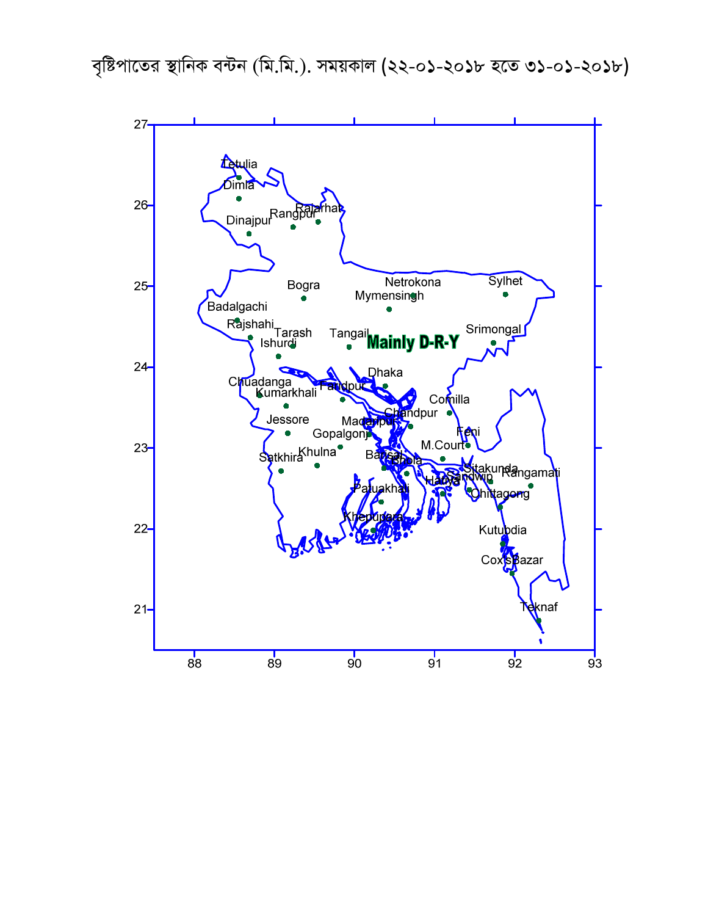বৃষ্টিপাতের স্থানিক বন্টন (মি.মি.). সময়কাল (২২-০১-২০১৮ হতে ৩১-০১-২০১৮)

27
26
25
24
23
22
21

88
89
90
91
92
93

Tetulia
Dimla
Dinajpur
Rangpur
Rajarhat
Bogra
Netrokona
Sylhet
Mymensingh
Badalgachi
Rajshahi
Tarash
Tangail
Srimongal
Ishurdi
Mainly D-R-Y
Dhaka
Chuadanga
Kumarkhali
Faridpur
Comilla
Chandpur
Jessore
Madaripur
Gopalgonj
Feni
M.Court
Satkhira
Khulna
Barisal
Bhola
Sitakunda
Sandwip
Rangamati
Hatiya
Patuakhali
Chittagong
Khepupara
Kutubdia
Cox'sBazar
Teknaf